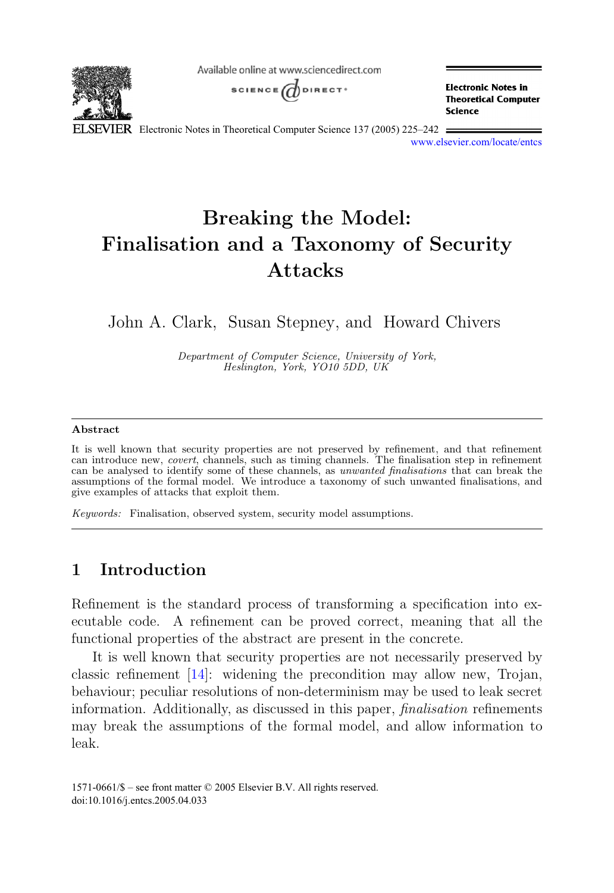# Breaking the Model: Finalisation and a Taxonomy of Security Attacks

John A. Clark, Susan Stepney, and Howard Chivers

*Department of Computer Science, University of York, Heslington, York, YO10 5DD, UK*

## Abstract

It is well known that security properties are not preserved by refinement, and that refinement can introduce new, *covert*, channels, such as timing channels. The finalisation step in refinement can be analysed to identify some of these channels, as *unwanted finalisations* that can break the assumptions of the formal model. We introduce a taxonomy of such unwanted finalisations, and give examples of attacks that exploit them.

*Keywords:* Finalisation, observed system, security model assumptions.

## 1 Introduction

Refinement is the standard process of transforming a specification into executable code. A refinement can be proved correct, meaning that all the functional properties of the abstract are present in the concrete.

It is well known that security properties are not necessarily preserved by classic refinement [14]: widening the precondition may allow new, Trojan, behaviour; peculiar resolutions of non-determinism may be used to leak secret information. Additionally, as discussed in this paper, *finalisation* refinements may break the assumptions of the formal model, and allow information to leak.

1571-0661/$ – see front matter © 2005 Elsevier B.V. All rights reserved.
doi:10.1016/j.entcs.2005.04.033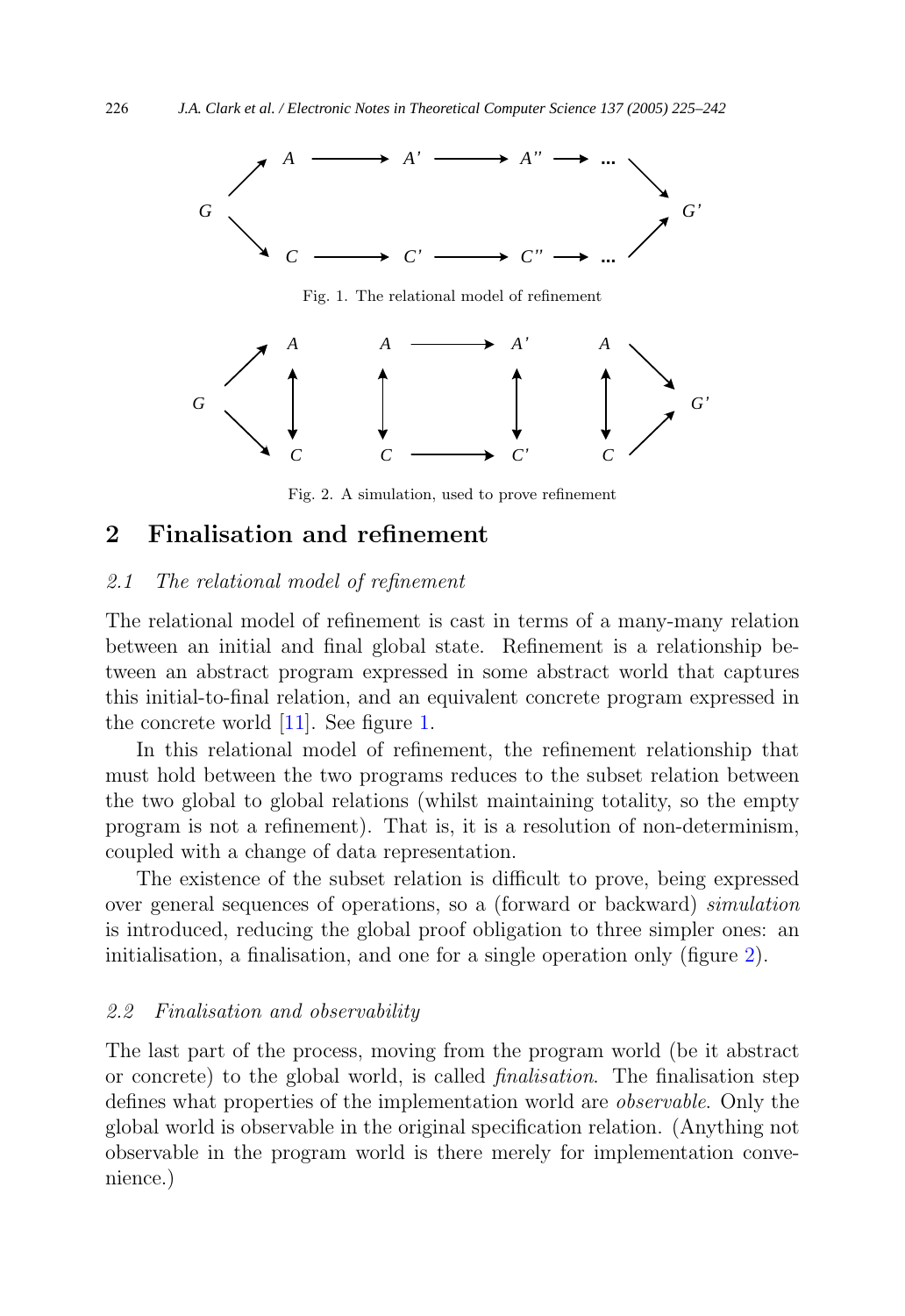Fig. 1. The relational model of refinement

Fig. 2. A simulation, used to prove refinement

## 2 Finalisation and refinement

### *2.1 The relational model of refinement*

The relational model of refinement is cast in terms of a many-many relation between an initial and final global state. Refinement is a relationship between an abstract program expressed in some abstract world that captures this initial-to-final relation, and an equivalent concrete program expressed in the concrete world [11]. See figure 1.

In this relational model of refinement, the refinement relationship that must hold between the two programs reduces to the subset relation between the two global to global relations (whilst maintaining totality, so the empty program is not a refinement). That is, it is a resolution of non-determinism, coupled with a change of data representation.

The existence of the subset relation is difficult to prove, being expressed over general sequences of operations, so a (forward or backward) *simulation* is introduced, reducing the global proof obligation to three simpler ones: an initialisation, a finalisation, and one for a single operation only (figure 2).

### *2.2 Finalisation and observability*

The last part of the process, moving from the program world (be it abstract or concrete) to the global world, is called *finalisation*. The finalisation step defines what properties of the implementation world are *observable*. Only the global world is observable in the original specification relation. (Anything not observable in the program world is there merely for implementation convenience.)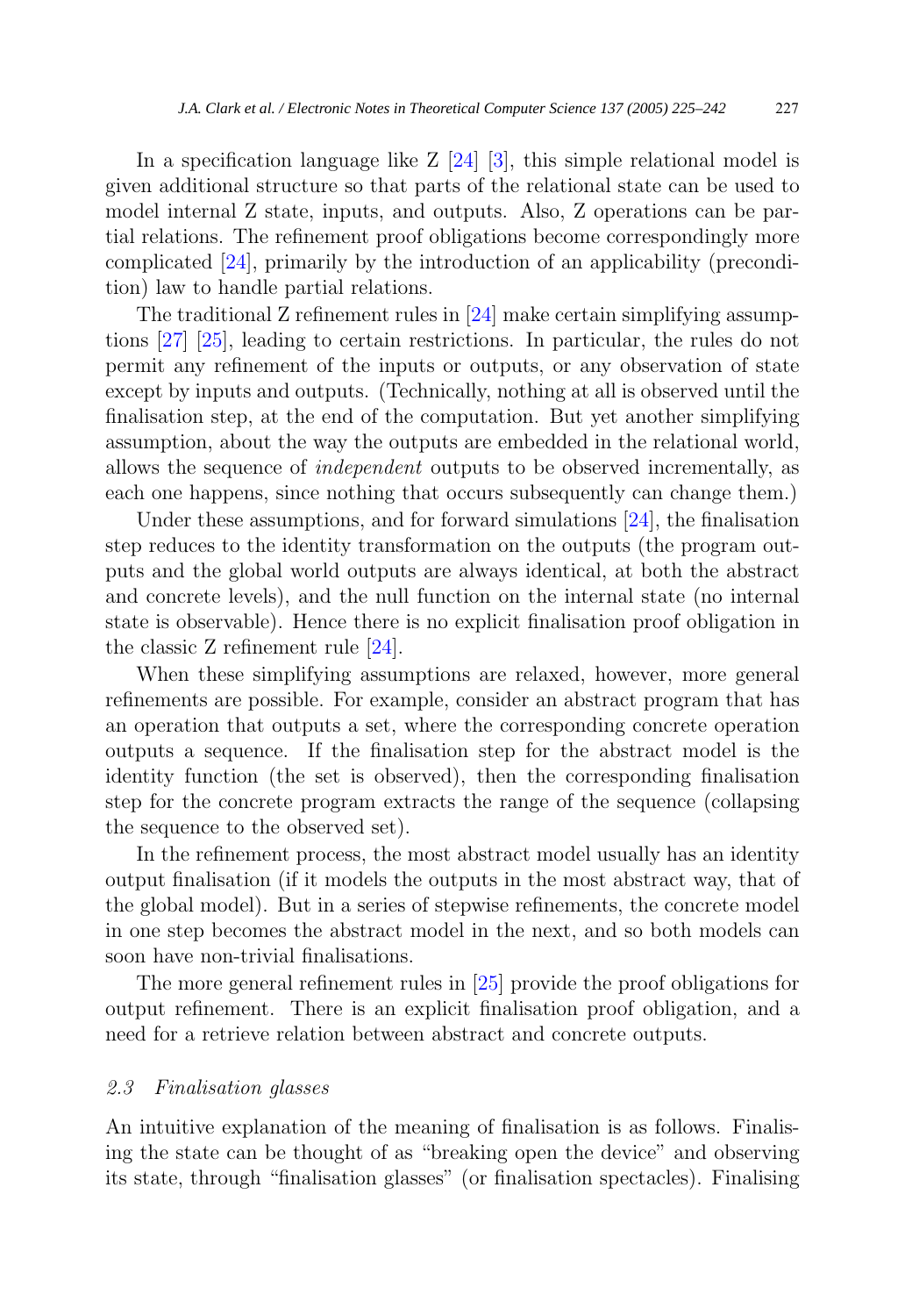In a specification language like Z [24] [3], this simple relational model is given additional structure so that parts of the relational state can be used to model internal Z state, inputs, and outputs. Also, Z operations can be partial relations. The refinement proof obligations become correspondingly more complicated [24], primarily by the introduction of an applicability (precondition) law to handle partial relations.

The traditional Z refinement rules in [24] make certain simplifying assumptions [27] [25], leading to certain restrictions. In particular, the rules do not permit any refinement of the inputs or outputs, or any observation of state except by inputs and outputs. (Technically, nothing at all is observed until the finalisation step, at the end of the computation. But yet another simplifying assumption, about the way the outputs are embedded in the relational world, allows the sequence of *independent* outputs to be observed incrementally, as each one happens, since nothing that occurs subsequently can change them.)

Under these assumptions, and for forward simulations [24], the finalisation step reduces to the identity transformation on the outputs (the program outputs and the global world outputs are always identical, at both the abstract and concrete levels), and the null function on the internal state (no internal state is observable). Hence there is no explicit finalisation proof obligation in the classic Z refinement rule [24].

When these simplifying assumptions are relaxed, however, more general refinements are possible. For example, consider an abstract program that has an operation that outputs a set, where the corresponding concrete operation outputs a sequence. If the finalisation step for the abstract model is the identity function (the set is observed), then the corresponding finalisation step for the concrete program extracts the range of the sequence (collapsing the sequence to the observed set).

In the refinement process, the most abstract model usually has an identity output finalisation (if it models the outputs in the most abstract way, that of the global model). But in a series of stepwise refinements, the concrete model in one step becomes the abstract model in the next, and so both models can soon have non-trivial finalisations.

The more general refinement rules in [25] provide the proof obligations for output refinement. There is an explicit finalisation proof obligation, and a need for a retrieve relation between abstract and concrete outputs.

### 2.3 Finalisation glasses

An intuitive explanation of the meaning of finalisation is as follows. Finalising the state can be thought of as "breaking open the device" and observing its state, through "finalisation glasses" (or finalisation spectacles). Finalising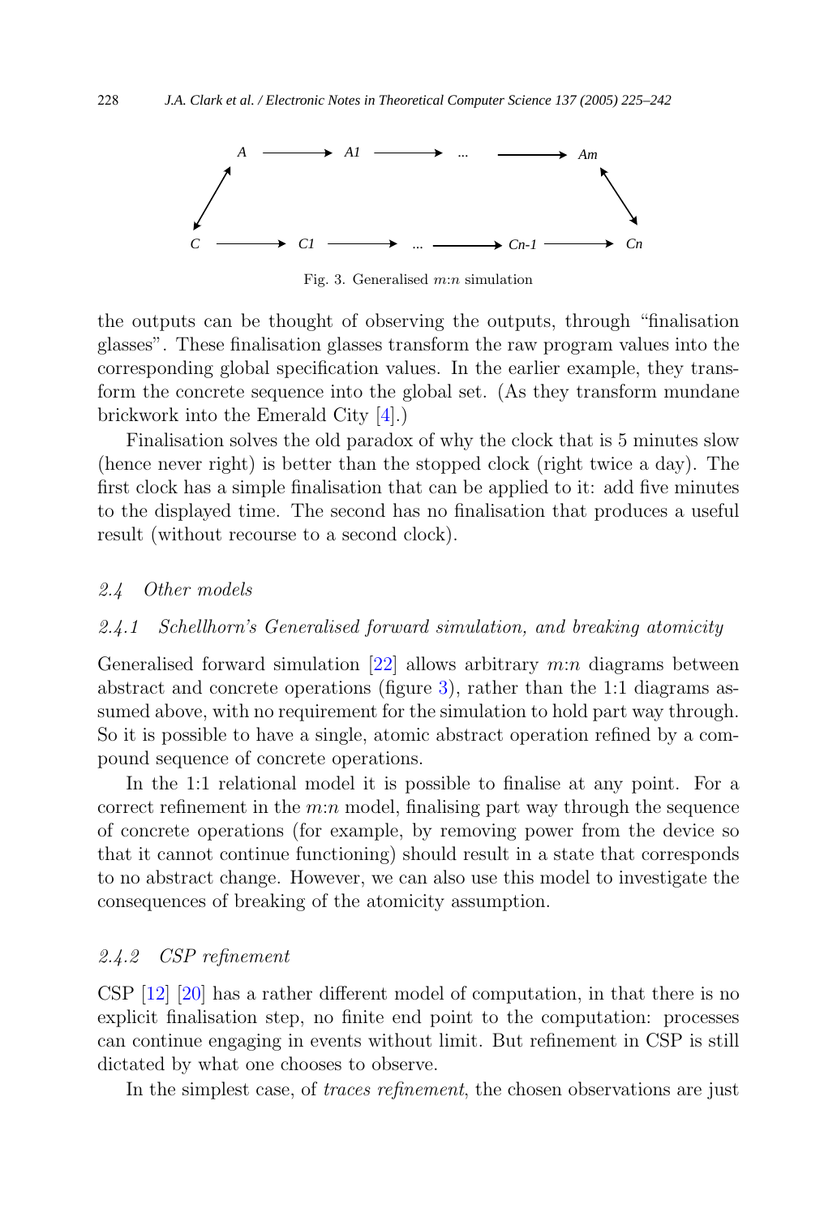Fig. 3. Generalised $m$:$n$ simulation

the outputs can be thought of observing the outputs, through "finalisation glasses". These finalisation glasses transform the raw program values into the corresponding global specification values. In the earlier example, they transform the concrete sequence into the global set. (As they transform mundane brickwork into the Emerald City [4].)

Finalisation solves the old paradox of why the clock that is 5 minutes slow (hence never right) is better than the stopped clock (right twice a day). The first clock has a simple finalisation that can be applied to it: add five minutes to the displayed time. The second has no finalisation that produces a useful result (without recourse to a second clock).

### 2.4 Other models

#### 2.4.1 Schellhorn's Generalised forward simulation, and breaking atomicity

Generalised forward simulation [22] allows arbitrary $m$:$n$ diagrams between abstract and concrete operations (figure 3), rather than the 1:1 diagrams assumed above, with no requirement for the simulation to hold part way through. So it is possible to have a single, atomic abstract operation refined by a compound sequence of concrete operations.

In the 1:1 relational model it is possible to finalise at any point. For a correct refinement in the $m$:$n$ model, finalising part way through the sequence of concrete operations (for example, by removing power from the device so that it cannot continue functioning) should result in a state that corresponds to no abstract change. However, we can also use this model to investigate the consequences of breaking of the atomicity assumption.

#### 2.4.2 CSP refinement

CSP [12] [20] has a rather different model of computation, in that there is no explicit finalisation step, no finite end point to the computation: processes can continue engaging in events without limit. But refinement in CSP is still dictated by what one chooses to observe.

In the simplest case, of *traces refinement*, the chosen observations are just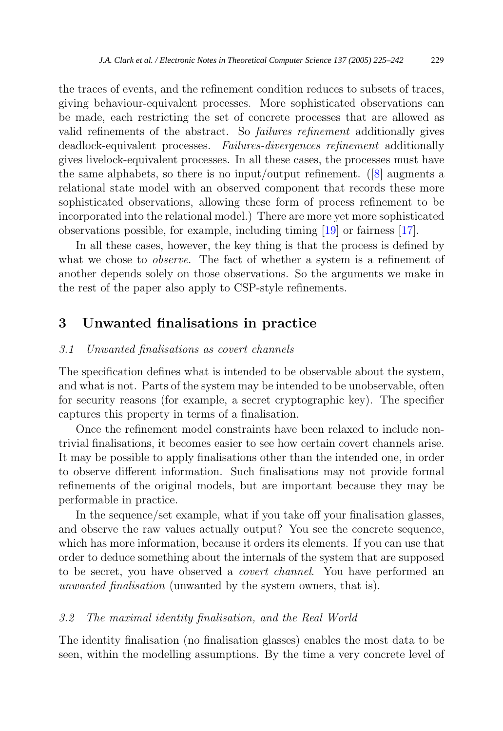the traces of events, and the refinement condition reduces to subsets of traces, giving behaviour-equivalent processes. More sophisticated observations can be made, each restricting the set of concrete processes that are allowed as valid refinements of the abstract. So *failures refinement* additionally gives deadlock-equivalent processes. *Failures-divergences refinement* additionally gives livelock-equivalent processes. In all these cases, the processes must have the same alphabets, so there is no input/output refinement. ([8] augments a relational state model with an observed component that records these more sophisticated observations, allowing these form of process refinement to be incorporated into the relational model.) There are more yet more sophisticated observations possible, for example, including timing [19] or fairness [17].

In all these cases, however, the key thing is that the process is defined by what we chose to *observe*. The fact of whether a system is a refinement of another depends solely on those observations. So the arguments we make in the rest of the paper also apply to CSP-style refinements.

## 3 Unwanted finalisations in practice

### 3.1 Unwanted finalisations as covert channels

The specification defines what is intended to be observable about the system, and what is not. Parts of the system may be intended to be unobservable, often for security reasons (for example, a secret cryptographic key). The specifier captures this property in terms of a finalisation.

Once the refinement model constraints have been relaxed to include non-trivial finalisations, it becomes easier to see how certain covert channels arise. It may be possible to apply finalisations other than the intended one, in order to observe different information. Such finalisations may not provide formal refinements of the original models, but are important because they may be performable in practice.

In the sequence/set example, what if you take off your finalisation glasses, and observe the raw values actually output? You see the concrete sequence, which has more information, because it orders its elements. If you can use that order to deduce something about the internals of the system that are supposed to be secret, you have observed a *covert channel*. You have performed an *unwanted finalisation* (unwanted by the system owners, that is).

### 3.2 The maximal identity finalisation, and the Real World

The identity finalisation (no finalisation glasses) enables the most data to be seen, within the modelling assumptions. By the time a very concrete level of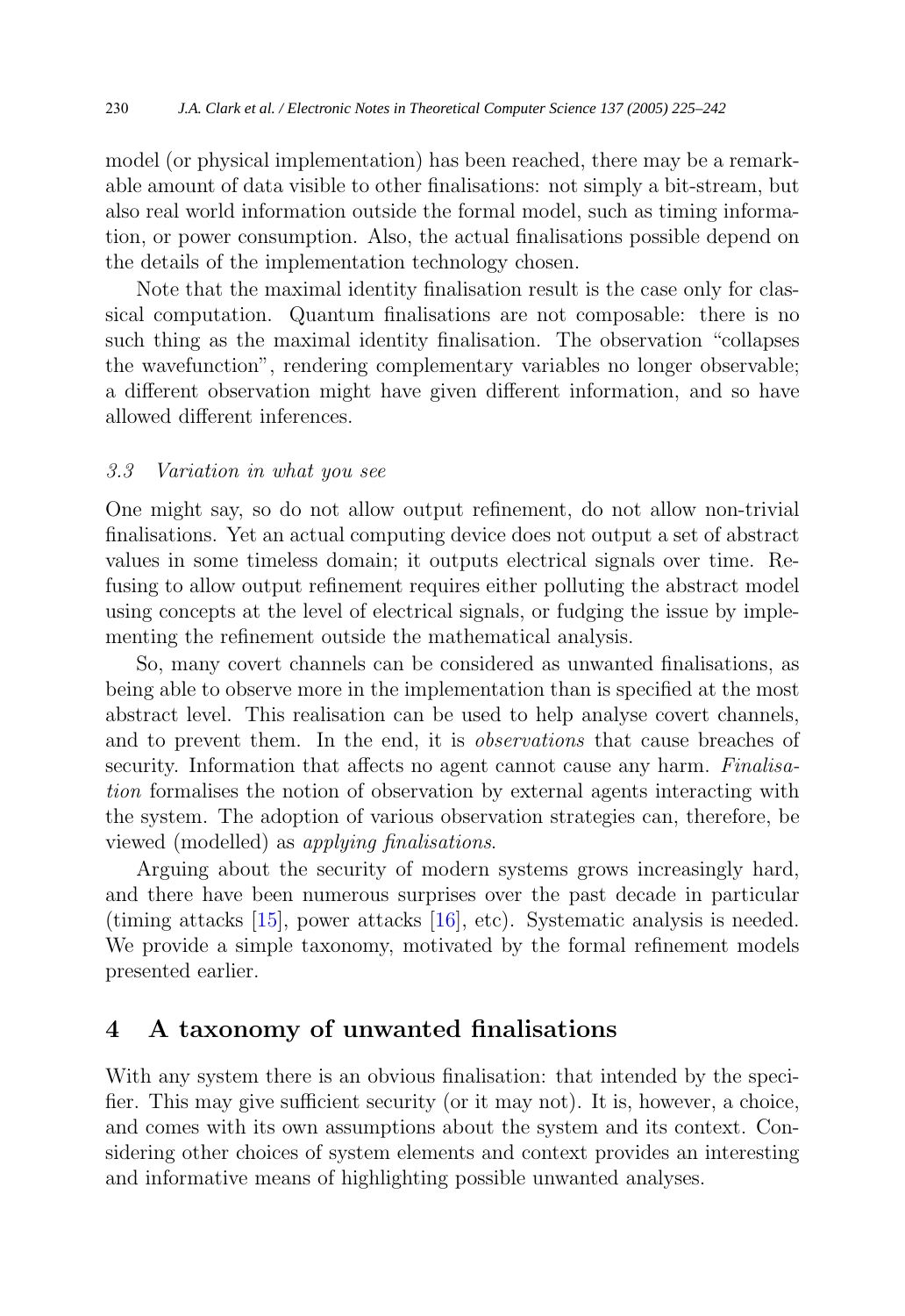model (or physical implementation) has been reached, there may be a remarkable amount of data visible to other finalisations: not simply a bit-stream, but also real world information outside the formal model, such as timing information, or power consumption. Also, the actual finalisations possible depend on the details of the implementation technology chosen.

Note that the maximal identity finalisation result is the case only for classical computation. Quantum finalisations are not composable: there is no such thing as the maximal identity finalisation. The observation "collapses the wavefunction", rendering complementary variables no longer observable; a different observation might have given different information, and so have allowed different inferences.

### 3.3 Variation in what you see

One might say, so do not allow output refinement, do not allow non-trivial finalisations. Yet an actual computing device does not output a set of abstract values in some timeless domain; it outputs electrical signals over time. Refusing to allow output refinement requires either polluting the abstract model using concepts at the level of electrical signals, or fudging the issue by implementing the refinement outside the mathematical analysis.

So, many covert channels can be considered as unwanted finalisations, as being able to observe more in the implementation than is specified at the most abstract level. This realisation can be used to help analyse covert channels, and to prevent them. In the end, it is *observations* that cause breaches of security. Information that affects no agent cannot cause any harm. *Finalisation* formalises the notion of observation by external agents interacting with the system. The adoption of various observation strategies can, therefore, be viewed (modelled) as *applying finalisations*.

Arguing about the security of modern systems grows increasingly hard, and there have been numerous surprises over the past decade in particular (timing attacks [15], power attacks [16], etc). Systematic analysis is needed. We provide a simple taxonomy, motivated by the formal refinement models presented earlier.

## 4 A taxonomy of unwanted finalisations

With any system there is an obvious finalisation: that intended by the specifier. This may give sufficient security (or it may not). It is, however, a choice, and comes with its own assumptions about the system and its context. Considering other choices of system elements and context provides an interesting and informative means of highlighting possible unwanted analyses.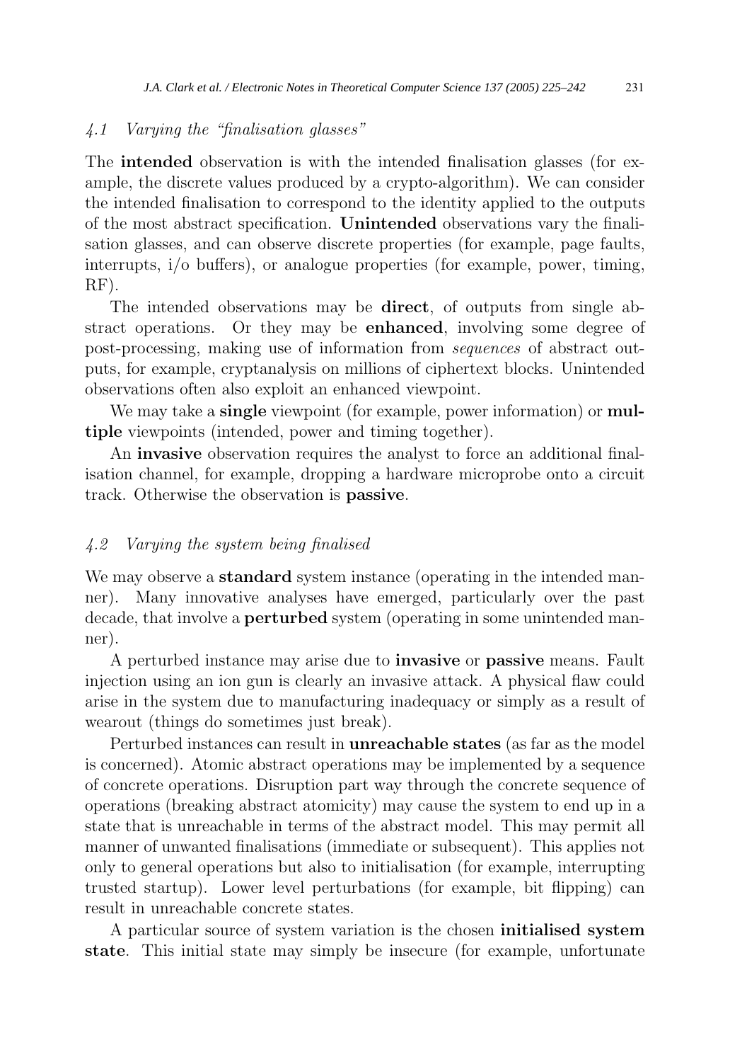### 4.1 Varying the "finalisation glasses"

The **intended** observation is with the intended finalisation glasses (for example, the discrete values produced by a crypto-algorithm). We can consider the intended finalisation to correspond to the identity applied to the outputs of the most abstract specification. **Unintended** observations vary the finalisation glasses, and can observe discrete properties (for example, page faults, interrupts, i/o buffers), or analogue properties (for example, power, timing, RF).

The intended observations may be **direct**, of outputs from single abstract operations. Or they may be **enhanced**, involving some degree of post-processing, making use of information from *sequences* of abstract outputs, for example, cryptanalysis on millions of ciphertext blocks. Unintended observations often also exploit an enhanced viewpoint.

We may take a **single** viewpoint (for example, power information) or **multiple** viewpoints (intended, power and timing together).

An **invasive** observation requires the analyst to force an additional finalisation channel, for example, dropping a hardware microprobe onto a circuit track. Otherwise the observation is **passive**.

### 4.2 Varying the system being finalised

We may observe a **standard** system instance (operating in the intended manner). Many innovative analyses have emerged, particularly over the past decade, that involve a **perturbed** system (operating in some unintended manner).

A perturbed instance may arise due to **invasive** or **passive** means. Fault injection using an ion gun is clearly an invasive attack. A physical flaw could arise in the system due to manufacturing inadequacy or simply as a result of wearout (things do sometimes just break).

Perturbed instances can result in **unreachable states** (as far as the model is concerned). Atomic abstract operations may be implemented by a sequence of concrete operations. Disruption part way through the concrete sequence of operations (breaking abstract atomicity) may cause the system to end up in a state that is unreachable in terms of the abstract model. This may permit all manner of unwanted finalisations (immediate or subsequent). This applies not only to general operations but also to initialisation (for example, interrupting trusted startup). Lower level perturbations (for example, bit flipping) can result in unreachable concrete states.

A particular source of system variation is the chosen **initialised system state**. This initial state may simply be insecure (for example, unfortunate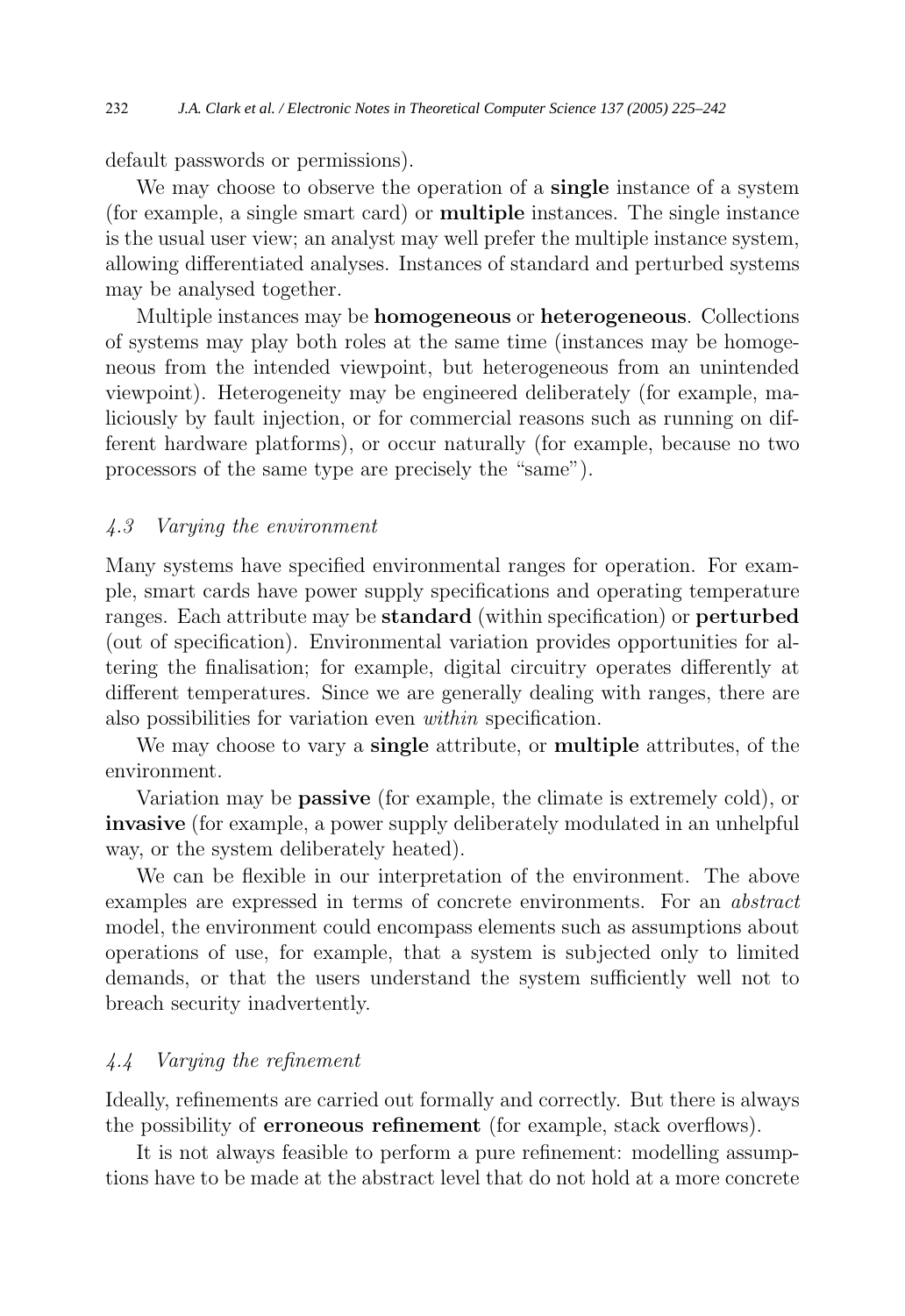default passwords or permissions).

We may choose to observe the operation of a **single** instance of a system (for example, a single smart card) or **multiple** instances. The single instance is the usual user view; an analyst may well prefer the multiple instance system, allowing differentiated analyses. Instances of standard and perturbed systems may be analysed together.

Multiple instances may be **homogeneous** or **heterogeneous**. Collections of systems may play both roles at the same time (instances may be homogeneous from the intended viewpoint, but heterogeneous from an unintended viewpoint). Heterogeneity may be engineered deliberately (for example, maliciously by fault injection, or for commercial reasons such as running on different hardware platforms), or occur naturally (for example, because no two processors of the same type are precisely the "same").

### 4.3 Varying the environment

Many systems have specified environmental ranges for operation. For example, smart cards have power supply specifications and operating temperature ranges. Each attribute may be **standard** (within specification) or **perturbed** (out of specification). Environmental variation provides opportunities for altering the finalisation; for example, digital circuitry operates differently at different temperatures. Since we are generally dealing with ranges, there are also possibilities for variation even *within* specification.

We may choose to vary a **single** attribute, or **multiple** attributes, of the environment.

Variation may be **passive** (for example, the climate is extremely cold), or **invasive** (for example, a power supply deliberately modulated in an unhelpful way, or the system deliberately heated).

We can be flexible in our interpretation of the environment. The above examples are expressed in terms of concrete environments. For an *abstract* model, the environment could encompass elements such as assumptions about operations of use, for example, that a system is subjected only to limited demands, or that the users understand the system sufficiently well not to breach security inadvertently.

### 4.4 Varying the refinement

Ideally, refinements are carried out formally and correctly. But there is always the possibility of **erroneous refinement** (for example, stack overflows).

It is not always feasible to perform a pure refinement: modelling assumptions have to be made at the abstract level that do not hold at a more concrete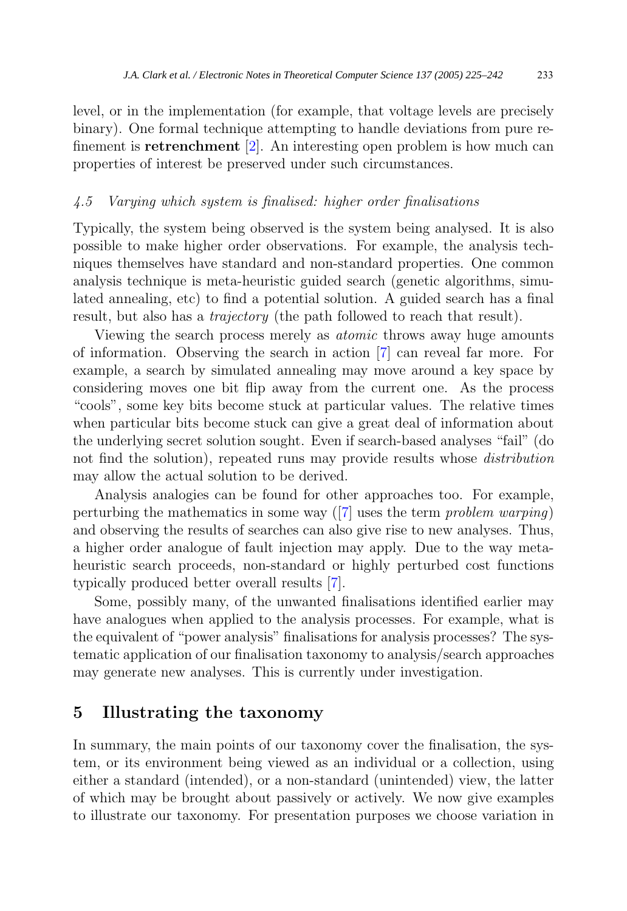level, or in the implementation (for example, that voltage levels are precisely binary). One formal technique attempting to handle deviations from pure refinement is **retrenchment** [2]. An interesting open problem is how much can properties of interest be preserved under such circumstances.

### *4.5 Varying which system is finalised: higher order finalisations*

Typically, the system being observed is the system being analysed. It is also possible to make higher order observations. For example, the analysis techniques themselves have standard and non-standard properties. One common analysis technique is meta-heuristic guided search (genetic algorithms, simulated annealing, etc) to find a potential solution. A guided search has a final result, but also has a *trajectory* (the path followed to reach that result).

Viewing the search process merely as *atomic* throws away huge amounts of information. Observing the search in action [7] can reveal far more. For example, a search by simulated annealing may move around a key space by considering moves one bit flip away from the current one. As the process "cools", some key bits become stuck at particular values. The relative times when particular bits become stuck can give a great deal of information about the underlying secret solution sought. Even if search-based analyses "fail" (do not find the solution), repeated runs may provide results whose *distribution* may allow the actual solution to be derived.

Analysis analogies can be found for other approaches too. For example, perturbing the mathematics in some way ([7] uses the term *problem warping*) and observing the results of searches can also give rise to new analyses. Thus, a higher order analogue of fault injection may apply. Due to the way metaheuristic search proceeds, non-standard or highly perturbed cost functions typically produced better overall results [7].

Some, possibly many, of the unwanted finalisations identified earlier may have analogues when applied to the analysis processes. For example, what is the equivalent of "power analysis" finalisations for analysis processes? The systematic application of our finalisation taxonomy to analysis/search approaches may generate new analyses. This is currently under investigation.

## 5 Illustrating the taxonomy

In summary, the main points of our taxonomy cover the finalisation, the system, or its environment being viewed as an individual or a collection, using either a standard (intended), or a non-standard (unintended) view, the latter of which may be brought about passively or actively. We now give examples to illustrate our taxonomy. For presentation purposes we choose variation in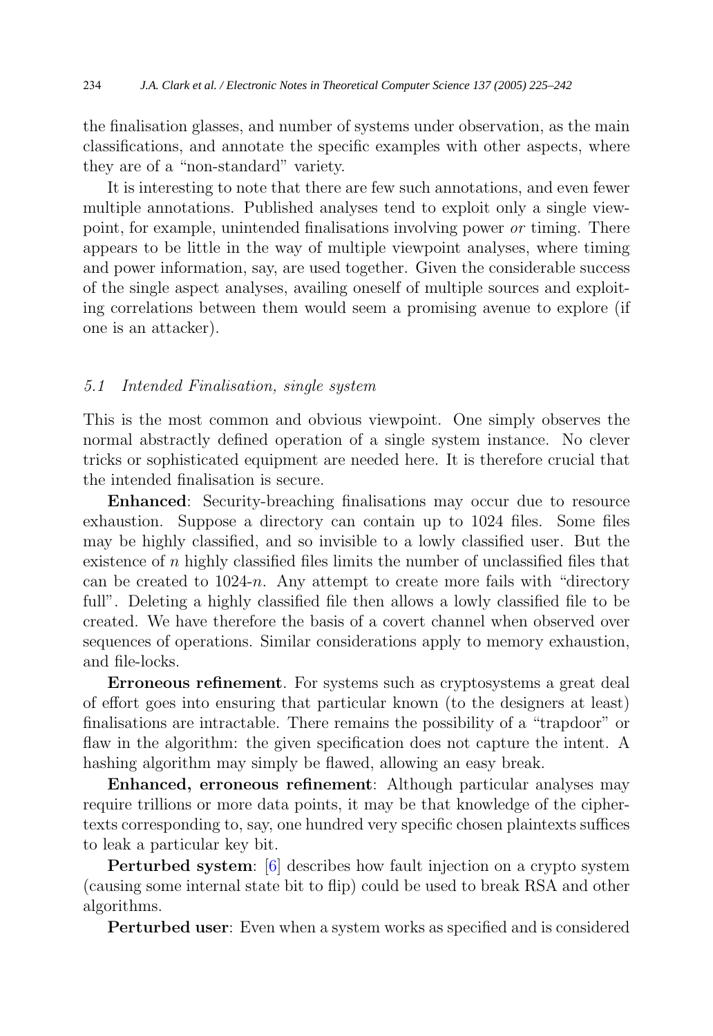the finalisation glasses, and number of systems under observation, as the main classifications, and annotate the specific examples with other aspects, where they are of a "non-standard" variety.

It is interesting to note that there are few such annotations, and even fewer multiple annotations. Published analyses tend to exploit only a single viewpoint, for example, unintended finalisations involving power *or* timing. There appears to be little in the way of multiple viewpoint analyses, where timing and power information, say, are used together. Given the considerable success of the single aspect analyses, availing oneself of multiple sources and exploiting correlations between them would seem a promising avenue to explore (if one is an attacker).

### 5.1 *Intended Finalisation, single system*

This is the most common and obvious viewpoint. One simply observes the normal abstractly defined operation of a single system instance. No clever tricks or sophisticated equipment are needed here. It is therefore crucial that the intended finalisation is secure.

**Enhanced**: Security-breaching finalisations may occur due to resource exhaustion. Suppose a directory can contain up to 1024 files. Some files may be highly classified, and so invisible to a lowly classified user. But the existence of $n$ highly classified files limits the number of unclassified files that can be created to 1024-$n$. Any attempt to create more fails with "directory full". Deleting a highly classified file then allows a lowly classified file to be created. We have therefore the basis of a covert channel when observed over sequences of operations. Similar considerations apply to memory exhaustion, and file-locks.

**Erroneous refinement**. For systems such as cryptosystems a great deal of effort goes into ensuring that particular known (to the designers at least) finalisations are intractable. There remains the possibility of a "trapdoor" or flaw in the algorithm: the given specification does not capture the intent. A hashing algorithm may simply be flawed, allowing an easy break.

**Enhanced, erroneous refinement**: Although particular analyses may require trillions or more data points, it may be that knowledge of the ciphertexts corresponding to, say, one hundred very specific chosen plaintexts suffices to leak a particular key bit.

**Perturbed system**: [6] describes how fault injection on a crypto system (causing some internal state bit to flip) could be used to break RSA and other algorithms.

**Perturbed user**: Even when a system works as specified and is considered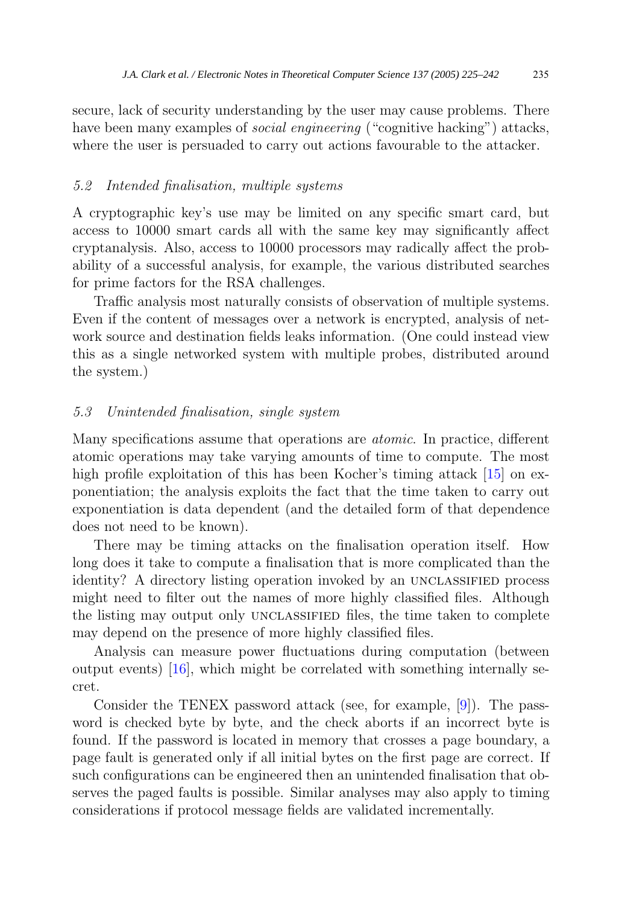secure, lack of security understanding by the user may cause problems. There have been many examples of *social engineering* ("cognitive hacking") attacks, where the user is persuaded to carry out actions favourable to the attacker.

### 5.2 Intended finalisation, multiple systems

A cryptographic key's use may be limited on any specific smart card, but access to 10000 smart cards all with the same key may significantly affect cryptanalysis. Also, access to 10000 processors may radically affect the probability of a successful analysis, for example, the various distributed searches for prime factors for the RSA challenges.

Traffic analysis most naturally consists of observation of multiple systems. Even if the content of messages over a network is encrypted, analysis of network source and destination fields leaks information. (One could instead view this as a single networked system with multiple probes, distributed around the system.)

### 5.3 Unintended finalisation, single system

Many specifications assume that operations are *atomic*. In practice, different atomic operations may take varying amounts of time to compute. The most high profile exploitation of this has been Kocher's timing attack [15] on exponentiation; the analysis exploits the fact that the time taken to carry out exponentiation is data dependent (and the detailed form of that dependence does not need to be known).

There may be timing attacks on the finalisation operation itself. How long does it take to compute a finalisation that is more complicated than the identity? A directory listing operation invoked by an UNCLASSIFIED process might need to filter out the names of more highly classified files. Although the listing may output only UNCLASSIFIED files, the time taken to complete may depend on the presence of more highly classified files.

Analysis can measure power fluctuations during computation (between output events) [16], which might be correlated with something internally secret.

Consider the TENEX password attack (see, for example, [9]). The password is checked byte by byte, and the check aborts if an incorrect byte is found. If the password is located in memory that crosses a page boundary, a page fault is generated only if all initial bytes on the first page are correct. If such configurations can be engineered then an unintended finalisation that observes the paged faults is possible. Similar analyses may also apply to timing considerations if protocol message fields are validated incrementally.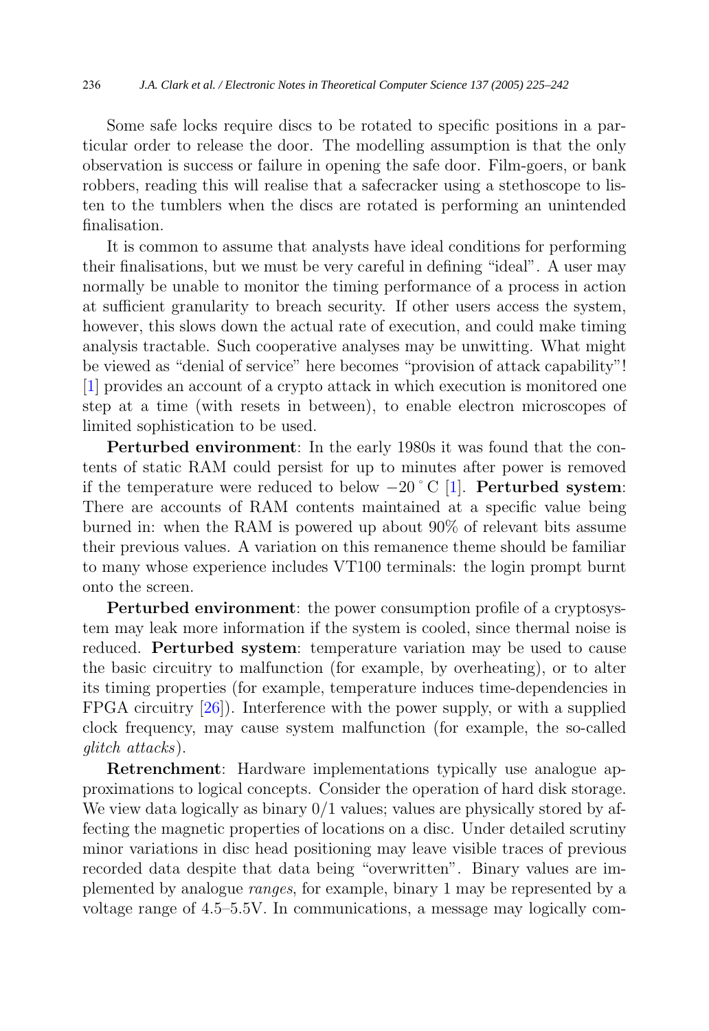Some safe locks require discs to be rotated to specific positions in a particular order to release the door. The modelling assumption is that the only observation is success or failure in opening the safe door. Film-goers, or bank robbers, reading this will realise that a safecracker using a stethoscope to listen to the tumblers when the discs are rotated is performing an unintended finalisation.

It is common to assume that analysts have ideal conditions for performing their finalisations, but we must be very careful in defining "ideal". A user may normally be unable to monitor the timing performance of a process in action at sufficient granularity to breach security. If other users access the system, however, this slows down the actual rate of execution, and could make timing analysis tractable. Such cooperative analyses may be unwitting. What might be viewed as "denial of service" here becomes "provision of attack capability"! [1] provides an account of a crypto attack in which execution is monitored one step at a time (with resets in between), to enable electron microscopes of limited sophistication to be used.

**Perturbed environment**: In the early 1980s it was found that the contents of static RAM could persist for up to minutes after power is removed if the temperature were reduced to below $-20\,^{\circ}$C [1]. **Perturbed system**: There are accounts of RAM contents maintained at a specific value being burned in: when the RAM is powered up about 90% of relevant bits assume their previous values. A variation on this remanence theme should be familiar to many whose experience includes VT100 terminals: the login prompt burnt onto the screen.

**Perturbed environment**: the power consumption profile of a cryptosystem may leak more information if the system is cooled, since thermal noise is reduced. **Perturbed system**: temperature variation may be used to cause the basic circuitry to malfunction (for example, by overheating), or to alter its timing properties (for example, temperature induces time-dependencies in FPGA circuitry [26]). Interference with the power supply, or with a supplied clock frequency, may cause system malfunction (for example, the so-called *glitch attacks*).

**Retrenchment**: Hardware implementations typically use analogue approximations to logical concepts. Consider the operation of hard disk storage. We view data logically as binary 0/1 values; values are physically stored by affecting the magnetic properties of locations on a disc. Under detailed scrutiny minor variations in disc head positioning may leave visible traces of previous recorded data despite that data being "overwritten". Binary values are implemented by analogue *ranges*, for example, binary 1 may be represented by a voltage range of 4.5–5.5V. In communications, a message may logically com-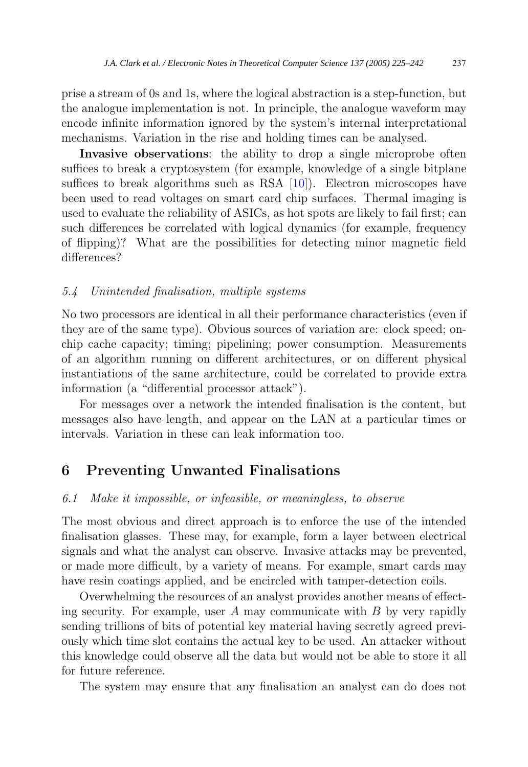prise a stream of 0s and 1s, where the logical abstraction is a step-function, but the analogue implementation is not. In principle, the analogue waveform may encode infinite information ignored by the system's internal interpretational mechanisms. Variation in the rise and holding times can be analysed.

**Invasive observations**: the ability to drop a single microprobe often suffices to break a cryptosystem (for example, knowledge of a single bitplane suffices to break algorithms such as RSA [10]). Electron microscopes have been used to read voltages on smart card chip surfaces. Thermal imaging is used to evaluate the reliability of ASICs, as hot spots are likely to fail first; can such differences be correlated with logical dynamics (for example, frequency of flipping)? What are the possibilities for detecting minor magnetic field differences?

### 5.4 *Unintended finalisation, multiple systems*

No two processors are identical in all their performance characteristics (even if they are of the same type). Obvious sources of variation are: clock speed; on-chip cache capacity; timing; pipelining; power consumption. Measurements of an algorithm running on different architectures, or on different physical instantiations of the same architecture, could be correlated to provide extra information (a "differential processor attack").

For messages over a network the intended finalisation is the content, but messages also have length, and appear on the LAN at a particular times or intervals. Variation in these can leak information too.

## 6 Preventing Unwanted Finalisations

### 6.1 *Make it impossible, or infeasible, or meaningless, to observe*

The most obvious and direct approach is to enforce the use of the intended finalisation glasses. These may, for example, form a layer between electrical signals and what the analyst can observe. Invasive attacks may be prevented, or made more difficult, by a variety of means. For example, smart cards may have resin coatings applied, and be encircled with tamper-detection coils.

Overwhelming the resources of an analyst provides another means of effecting security. For example, user $A$ may communicate with $B$ by very rapidly sending trillions of bits of potential key material having secretly agreed previously which time slot contains the actual key to be used. An attacker without this knowledge could observe all the data but would not be able to store it all for future reference.

The system may ensure that any finalisation an analyst can do does not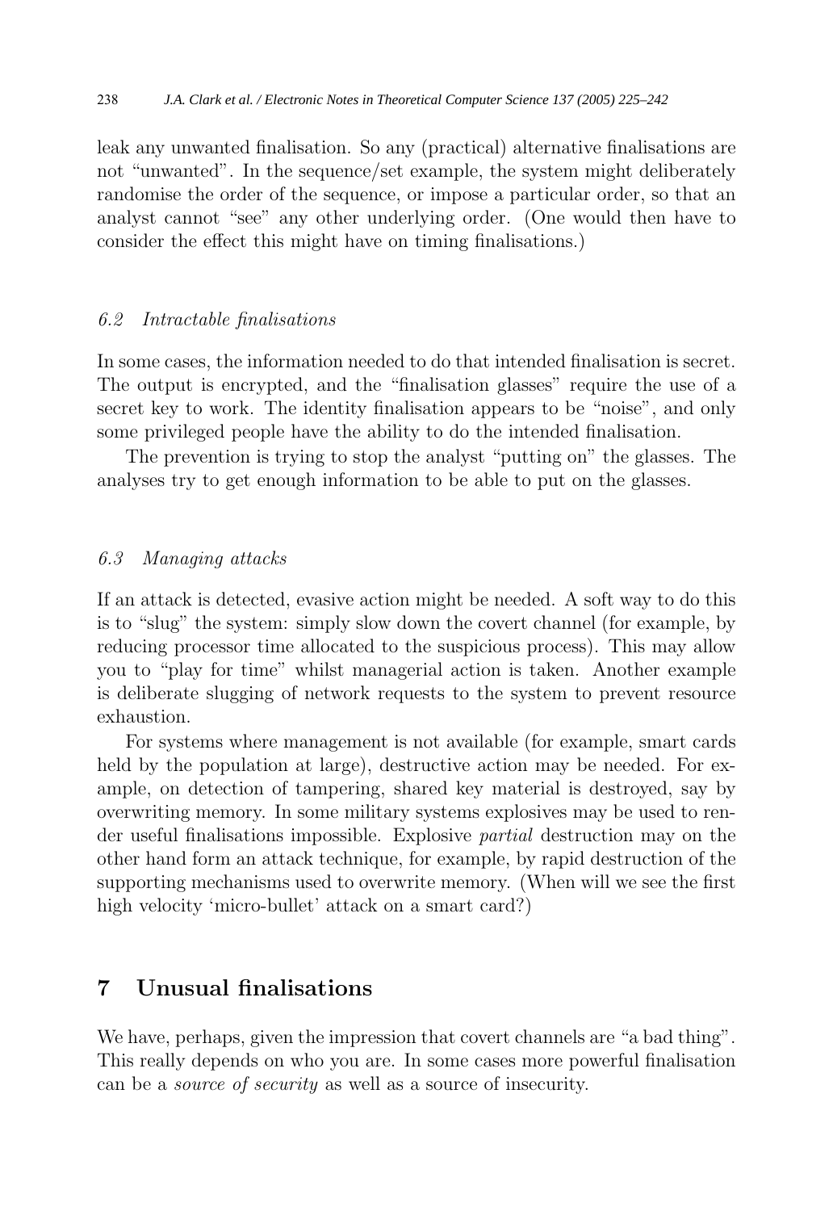leak any unwanted finalisation. So any (practical) alternative finalisations are not "unwanted". In the sequence/set example, the system might deliberately randomise the order of the sequence, or impose a particular order, so that an analyst cannot "see" any other underlying order. (One would then have to consider the effect this might have on timing finalisations.)

### 6.2 Intractable finalisations

In some cases, the information needed to do that intended finalisation is secret. The output is encrypted, and the "finalisation glasses" require the use of a secret key to work. The identity finalisation appears to be "noise", and only some privileged people have the ability to do the intended finalisation.

The prevention is trying to stop the analyst "putting on" the glasses. The analyses try to get enough information to be able to put on the glasses.

### 6.3 Managing attacks

If an attack is detected, evasive action might be needed. A soft way to do this is to "slug" the system: simply slow down the covert channel (for example, by reducing processor time allocated to the suspicious process). This may allow you to "play for time" whilst managerial action is taken. Another example is deliberate slugging of network requests to the system to prevent resource exhaustion.

For systems where management is not available (for example, smart cards held by the population at large), destructive action may be needed. For example, on detection of tampering, shared key material is destroyed, say by overwriting memory. In some military systems explosives may be used to render useful finalisations impossible. Explosive *partial* destruction may on the other hand form an attack technique, for example, by rapid destruction of the supporting mechanisms used to overwrite memory. (When will we see the first high velocity 'micro-bullet' attack on a smart card?)

## 7 Unusual finalisations

We have, perhaps, given the impression that covert channels are "a bad thing". This really depends on who you are. In some cases more powerful finalisation can be a *source of security* as well as a source of insecurity.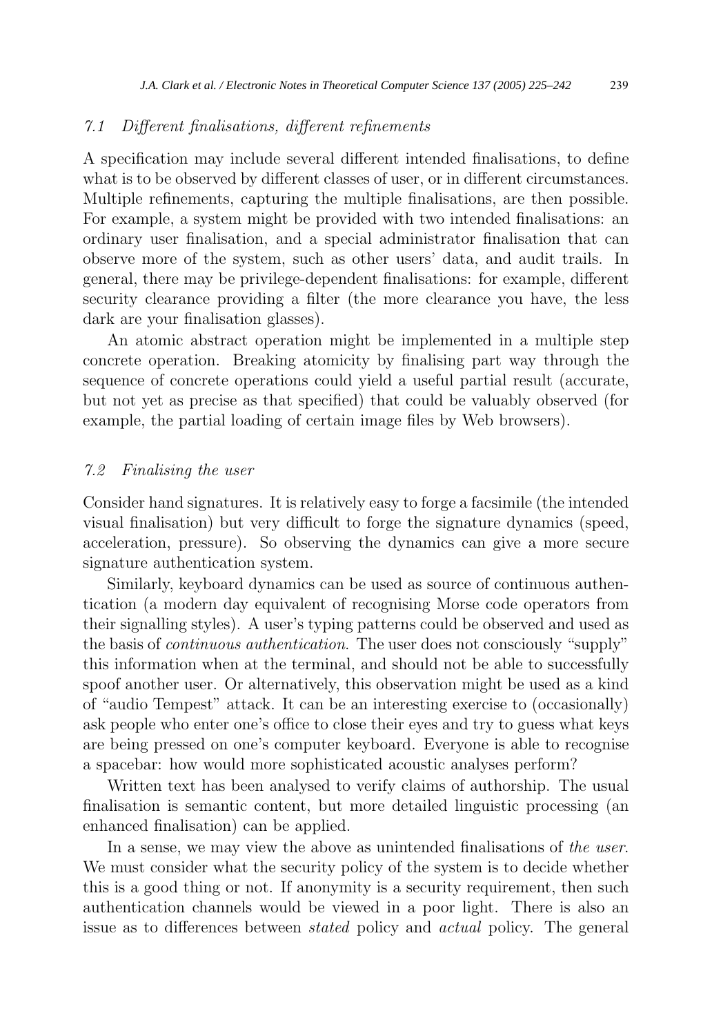### 7.1 *Different finalisations, different refinements*

A specification may include several different intended finalisations, to define what is to be observed by different classes of user, or in different circumstances. Multiple refinements, capturing the multiple finalisations, are then possible. For example, a system might be provided with two intended finalisations: an ordinary user finalisation, and a special administrator finalisation that can observe more of the system, such as other users' data, and audit trails. In general, there may be privilege-dependent finalisations: for example, different security clearance providing a filter (the more clearance you have, the less dark are your finalisation glasses).

An atomic abstract operation might be implemented in a multiple step concrete operation. Breaking atomicity by finalising part way through the sequence of concrete operations could yield a useful partial result (accurate, but not yet as precise as that specified) that could be valuably observed (for example, the partial loading of certain image files by Web browsers).

### 7.2 *Finalising the user*

Consider hand signatures. It is relatively easy to forge a facsimile (the intended visual finalisation) but very difficult to forge the signature dynamics (speed, acceleration, pressure). So observing the dynamics can give a more secure signature authentication system.

Similarly, keyboard dynamics can be used as source of continuous authentication (a modern day equivalent of recognising Morse code operators from their signalling styles). A user's typing patterns could be observed and used as the basis of *continuous authentication*. The user does not consciously "supply" this information when at the terminal, and should not be able to successfully spoof another user. Or alternatively, this observation might be used as a kind of "audio Tempest" attack. It can be an interesting exercise to (occasionally) ask people who enter one's office to close their eyes and try to guess what keys are being pressed on one's computer keyboard. Everyone is able to recognise a spacebar: how would more sophisticated acoustic analyses perform?

Written text has been analysed to verify claims of authorship. The usual finalisation is semantic content, but more detailed linguistic processing (an enhanced finalisation) can be applied.

In a sense, we may view the above as unintended finalisations of *the user*. We must consider what the security policy of the system is to decide whether this is a good thing or not. If anonymity is a security requirement, then such authentication channels would be viewed in a poor light. There is also an issue as to differences between *stated* policy and *actual* policy. The general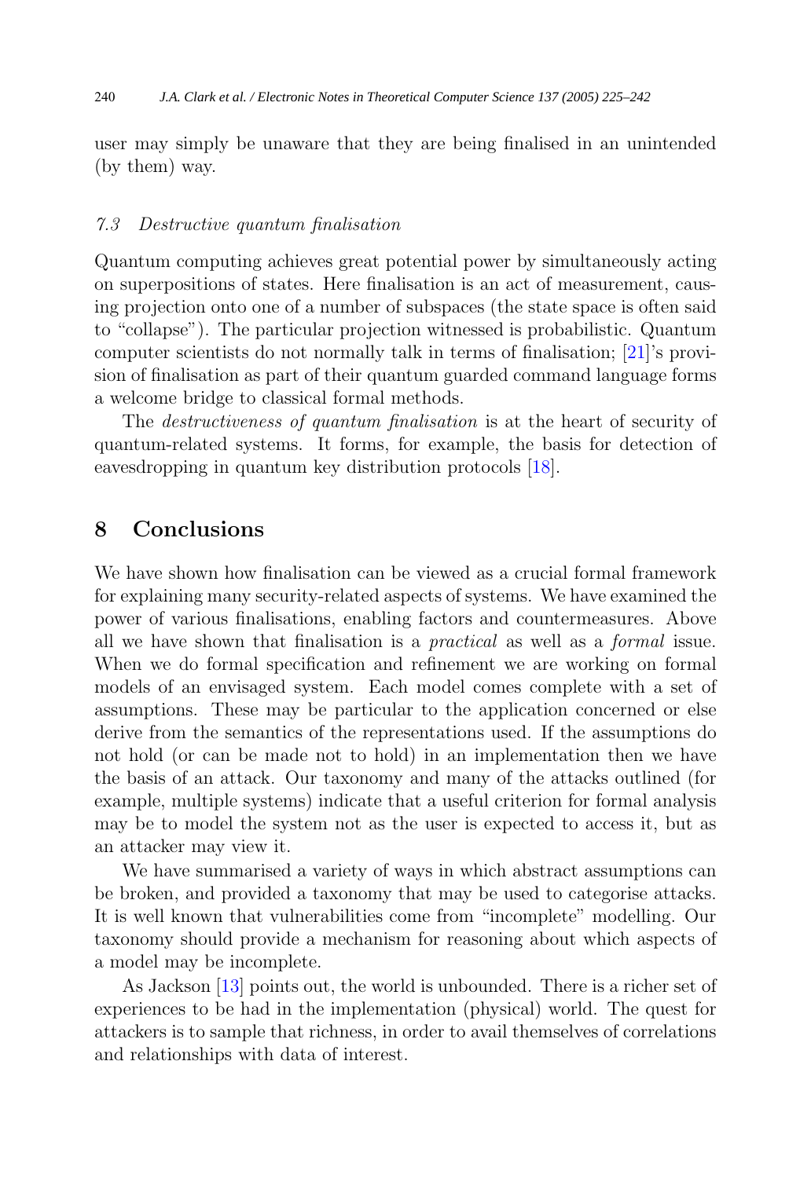user may simply be unaware that they are being finalised in an unintended (by them) way.

### 7.3 Destructive quantum finalisation

Quantum computing achieves great potential power by simultaneously acting on superpositions of states. Here finalisation is an act of measurement, causing projection onto one of a number of subspaces (the state space is often said to "collapse"). The particular projection witnessed is probabilistic. Quantum computer scientists do not normally talk in terms of finalisation; [21]'s provision of finalisation as part of their quantum guarded command language forms a welcome bridge to classical formal methods.

The *destructiveness of quantum finalisation* is at the heart of security of quantum-related systems. It forms, for example, the basis for detection of eavesdropping in quantum key distribution protocols [18].

## 8 Conclusions

We have shown how finalisation can be viewed as a crucial formal framework for explaining many security-related aspects of systems. We have examined the power of various finalisations, enabling factors and countermeasures. Above all we have shown that finalisation is a *practical* as well as a *formal* issue. When we do formal specification and refinement we are working on formal models of an envisaged system. Each model comes complete with a set of assumptions. These may be particular to the application concerned or else derive from the semantics of the representations used. If the assumptions do not hold (or can be made not to hold) in an implementation then we have the basis of an attack. Our taxonomy and many of the attacks outlined (for example, multiple systems) indicate that a useful criterion for formal analysis may be to model the system not as the user is expected to access it, but as an attacker may view it.

We have summarised a variety of ways in which abstract assumptions can be broken, and provided a taxonomy that may be used to categorise attacks. It is well known that vulnerabilities come from "incomplete" modelling. Our taxonomy should provide a mechanism for reasoning about which aspects of a model may be incomplete.

As Jackson [13] points out, the world is unbounded. There is a richer set of experiences to be had in the implementation (physical) world. The quest for attackers is to sample that richness, in order to avail themselves of correlations and relationships with data of interest.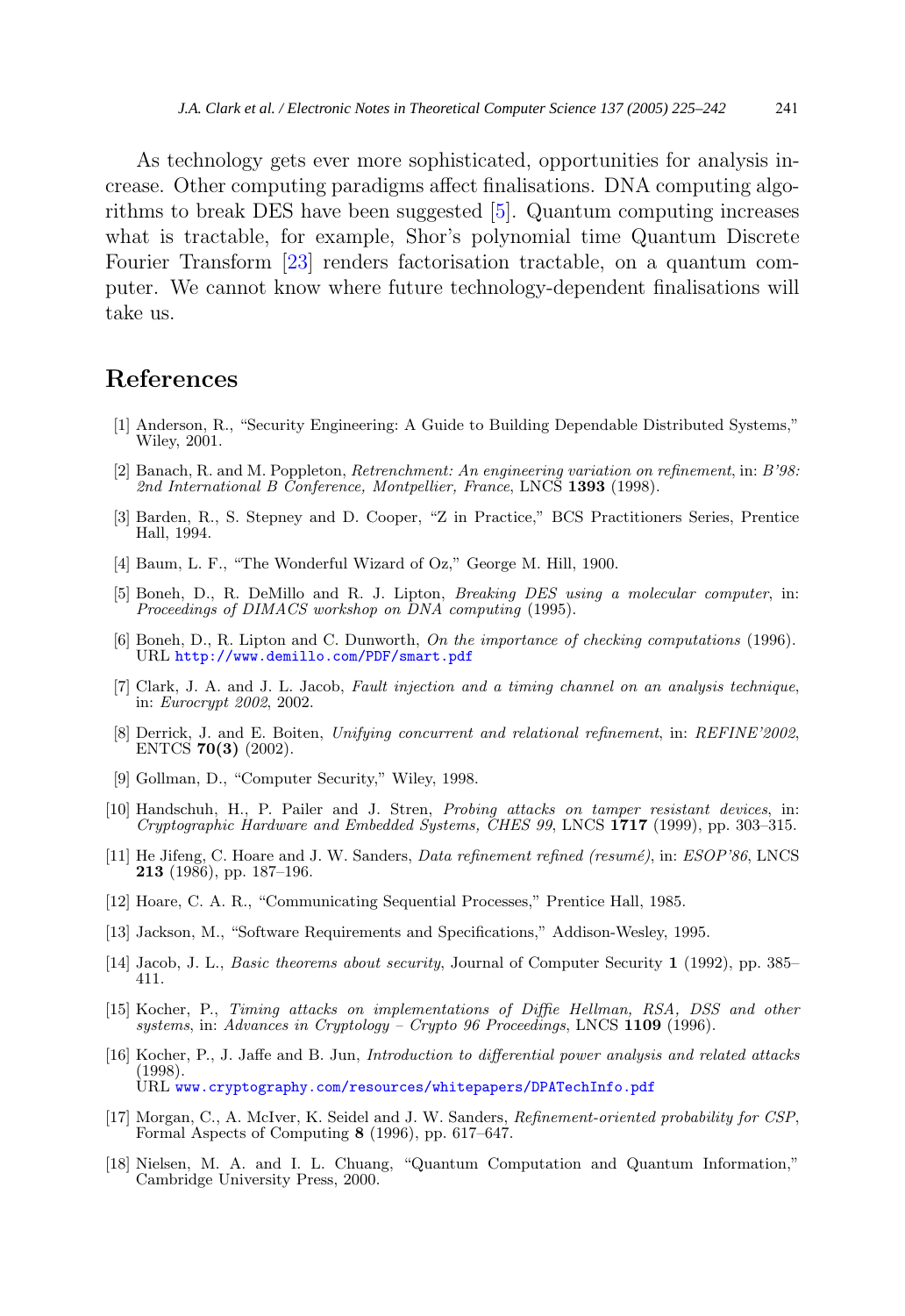As technology gets ever more sophisticated, opportunities for analysis increase. Other computing paradigms affect finalisations. DNA computing algorithms to break DES have been suggested [5]. Quantum computing increases what is tractable, for example, Shor's polynomial time Quantum Discrete Fourier Transform [23] renders factorisation tractable, on a quantum computer. We cannot know where future technology-dependent finalisations will take us.

## References

[1] Anderson, R., "Security Engineering: A Guide to Building Dependable Distributed Systems," Wiley, 2001.

[2] Banach, R. and M. Poppleton, *Retrenchment: An engineering variation on refinement*, in: *B'98: 2nd International B Conference, Montpellier, France*, LNCS **1393** (1998).

[3] Barden, R., S. Stepney and D. Cooper, "Z in Practice," BCS Practitioners Series, Prentice Hall, 1994.

[4] Baum, L. F., "The Wonderful Wizard of Oz," George M. Hill, 1900.

[5] Boneh, D., R. DeMillo and R. J. Lipton, *Breaking DES using a molecular computer*, in: *Proceedings of DIMACS workshop on DNA computing* (1995).

[6] Boneh, D., R. Lipton and C. Dunworth, *On the importance of checking computations* (1996). URL http://www.demillo.com/PDF/smart.pdf

[7] Clark, J. A. and J. L. Jacob, *Fault injection and a timing channel on an analysis technique*, in: *Eurocrypt 2002*, 2002.

[8] Derrick, J. and E. Boiten, *Unifying concurrent and relational refinement*, in: *REFINE'2002*, ENTCS **70(3)** (2002).

[9] Gollman, D., "Computer Security," Wiley, 1998.

[10] Handschuh, H., P. Pailer and J. Stren, *Probing attacks on tamper resistant devices*, in: *Cryptographic Hardware and Embedded Systems, CHES 99*, LNCS **1717** (1999), pp. 303–315.

[11] He Jifeng, C. Hoare and J. W. Sanders, *Data refinement refined (resumé)*, in: *ESOP'86*, LNCS **213** (1986), pp. 187–196.

[12] Hoare, C. A. R., "Communicating Sequential Processes," Prentice Hall, 1985.

[13] Jackson, M., "Software Requirements and Specifications," Addison-Wesley, 1995.

[14] Jacob, J. L., *Basic theorems about security*, Journal of Computer Security **1** (1992), pp. 385–411.

[15] Kocher, P., *Timing attacks on implementations of Diffie Hellman, RSA, DSS and other systems*, in: *Advances in Cryptology – Crypto 96 Proceedings*, LNCS **1109** (1996).

[16] Kocher, P., J. Jaffe and B. Jun, *Introduction to differential power analysis and related attacks* (1998). URL www.cryptography.com/resources/whitepapers/DPATechInfo.pdf

[17] Morgan, C., A. McIver, K. Seidel and J. W. Sanders, *Refinement-oriented probability for CSP*, Formal Aspects of Computing **8** (1996), pp. 617–647.

[18] Nielsen, M. A. and I. L. Chuang, "Quantum Computation and Quantum Information," Cambridge University Press, 2000.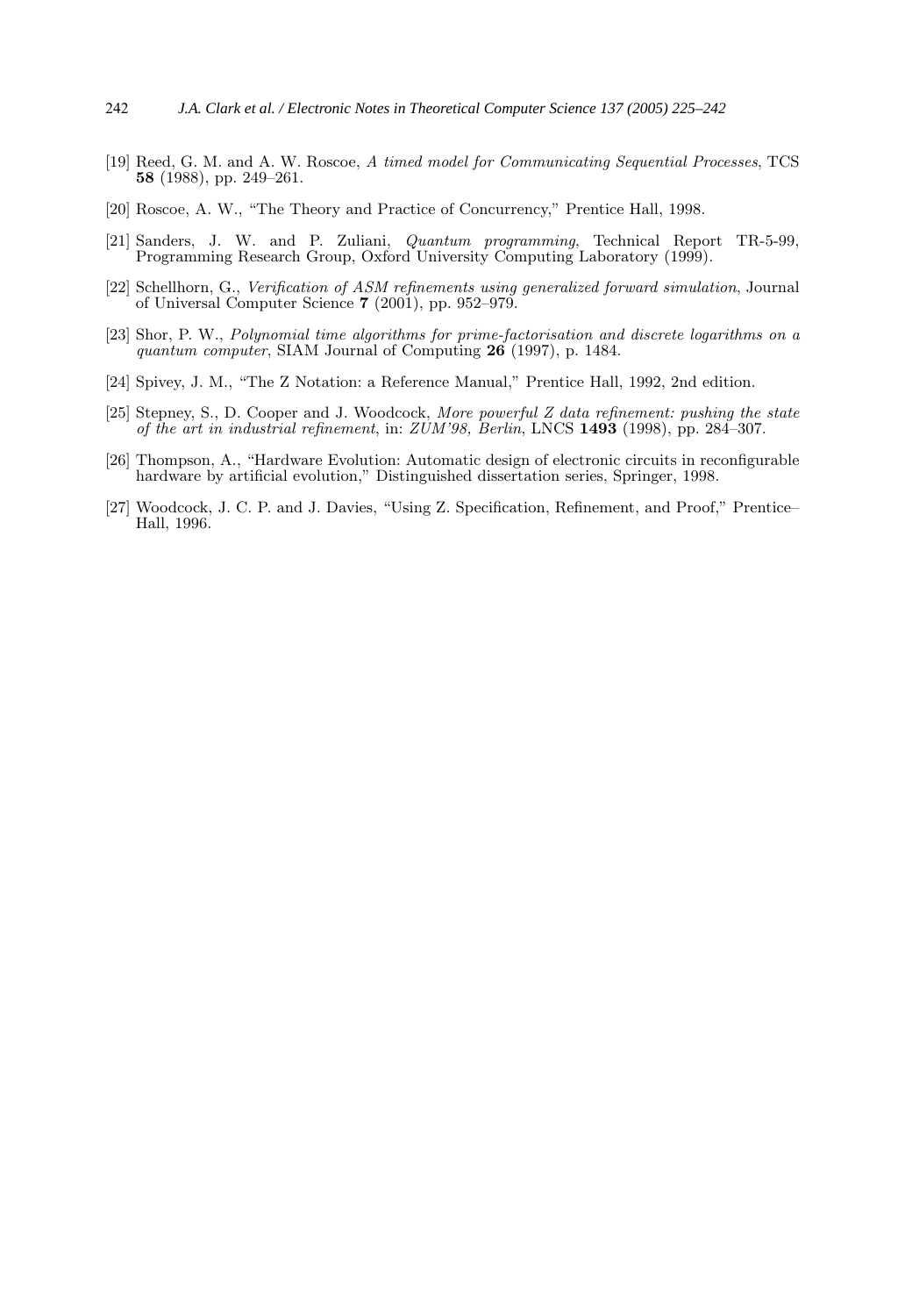[19] Reed, G. M. and A. W. Roscoe, *A timed model for Communicating Sequential Processes*, TCS **58** (1988), pp. 249–261.

[20] Roscoe, A. W., "The Theory and Practice of Concurrency," Prentice Hall, 1998.

[21] Sanders, J. W. and P. Zuliani, *Quantum programming*, Technical Report TR-5-99, Programming Research Group, Oxford University Computing Laboratory (1999).

[22] Schellhorn, G., *Verification of ASM refinements using generalized forward simulation*, Journal of Universal Computer Science **7** (2001), pp. 952–979.

[23] Shor, P. W., *Polynomial time algorithms for prime-factorisation and discrete logarithms on a quantum computer*, SIAM Journal of Computing **26** (1997), p. 1484.

[24] Spivey, J. M., "The Z Notation: a Reference Manual," Prentice Hall, 1992, 2nd edition.

[25] Stepney, S., D. Cooper and J. Woodcock, *More powerful Z data refinement: pushing the state of the art in industrial refinement*, in: *ZUM'98, Berlin*, LNCS **1493** (1998), pp. 284–307.

[26] Thompson, A., "Hardware Evolution: Automatic design of electronic circuits in reconfigurable hardware by artificial evolution," Distinguished dissertation series, Springer, 1998.

[27] Woodcock, J. C. P. and J. Davies, "Using Z. Specification, Refinement, and Proof," Prentice–Hall, 1996.